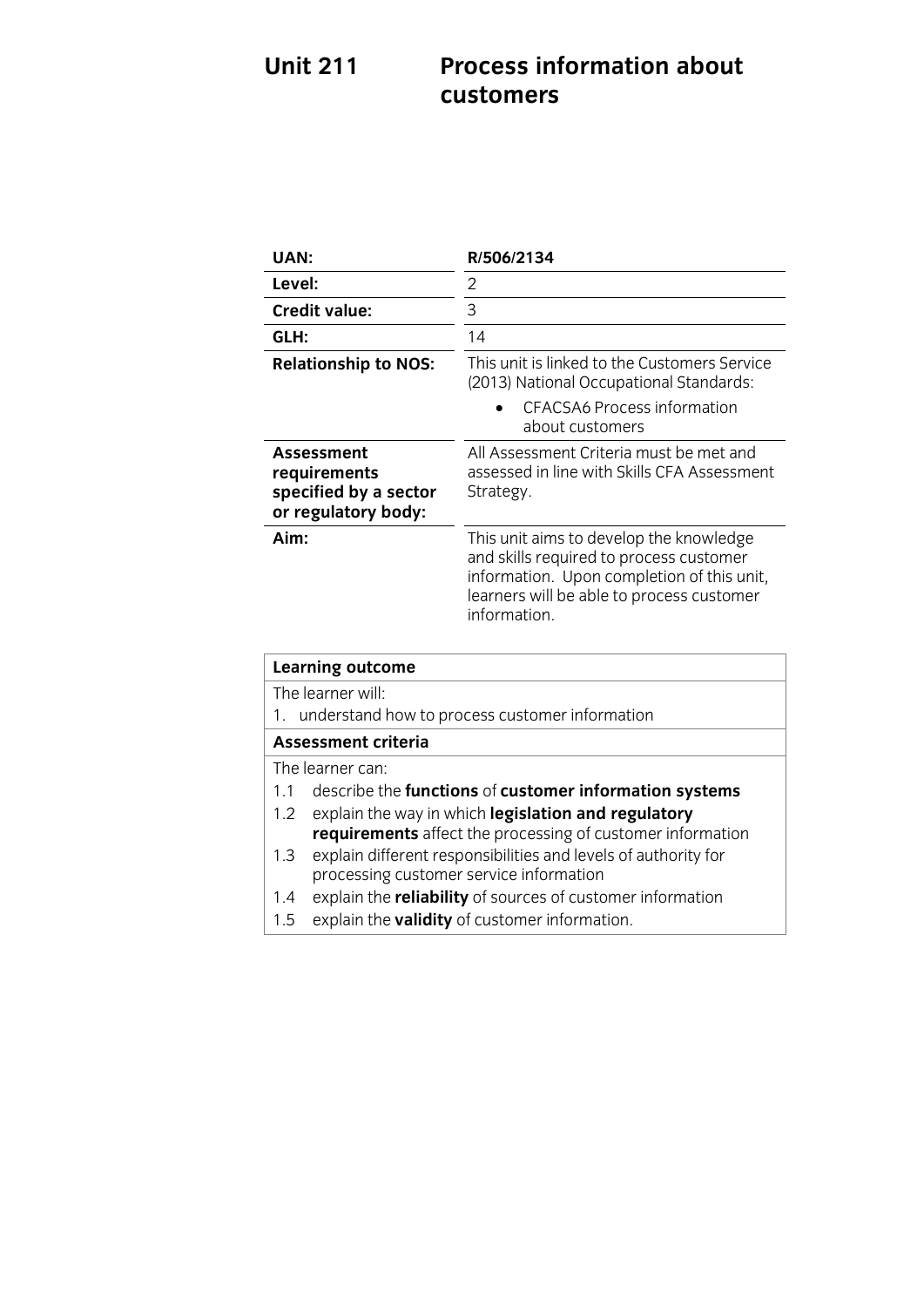# Unit 211 Process information about customers

| | |
|---|---|
| **UAN:** | **R/506/2134** |
| **Level:** | 2 |
| **Credit value:** | 3 |
| **GLH:** | 14 |
| **Relationship to NOS:** | This unit is linked to the Customers Service (2013) National Occupational Standards:<br>• CFACSA6 Process information about customers |
| **Assessment requirements specified by a sector or regulatory body:** | All Assessment Criteria must be met and assessed in line with Skills CFA Assessment Strategy. |
| **Aim:** | This unit aims to develop the knowledge and skills required to process customer information. Upon completion of this unit, learners will be able to process customer information. |

| **Learning outcome** |
|---|
| The learner will:<br>1. understand how to process customer information |
| **Assessment criteria** |
| The learner can:<br>1.1 describe the **functions** of **customer information systems**<br>1.2 explain the way in which **legislation and regulatory requirements** affect the processing of customer information<br>1.3 explain different responsibilities and levels of authority for processing customer service information<br>1.4 explain the **reliability** of sources of customer information<br>1.5 explain the **validity** of customer information. |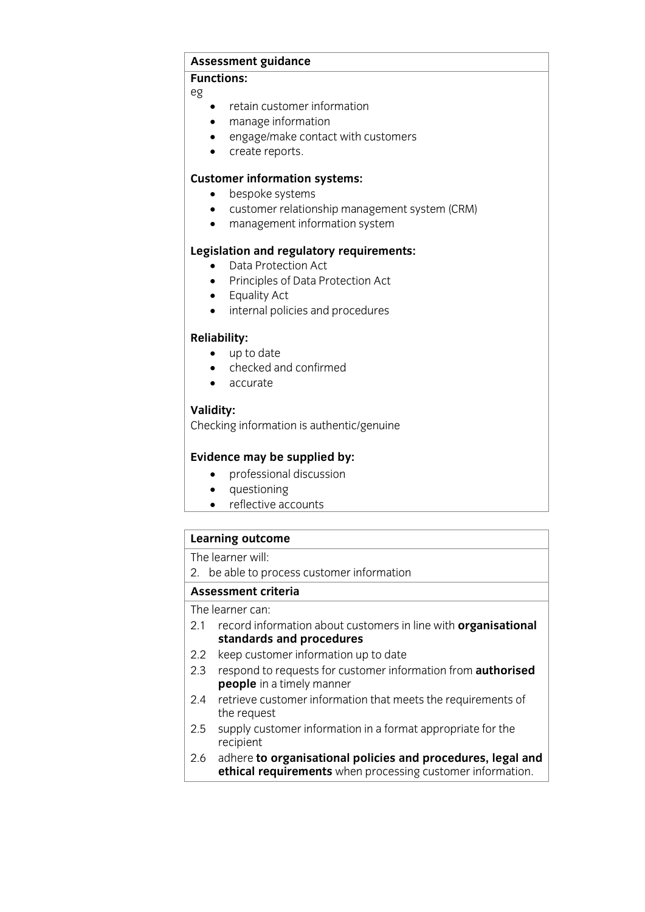## Assessment guidance

**Functions:**

eg

- retain customer information
- manage information
- engage/make contact with customers
- create reports.

**Customer information systems:**

- bespoke systems
- customer relationship management system (CRM)
- management information system

**Legislation and regulatory requirements:**

- Data Protection Act
- Principles of Data Protection Act
- Equality Act
- internal policies and procedures

**Reliability:**

- up to date
- checked and confirmed
- accurate

**Validity:**

Checking information is authentic/genuine

**Evidence may be supplied by:**

- professional discussion
- questioning
- reflective accounts

## Learning outcome

The learner will:

2. be able to process customer information

## Assessment criteria

The learner can:

2.1 record information about customers in line with **organisational standards and procedures**

2.2 keep customer information up to date

2.3 respond to requests for customer information from **authorised people** in a timely manner

2.4 retrieve customer information that meets the requirements of the request

2.5 supply customer information in a format appropriate for the recipient

2.6 adhere **to organisational policies and procedures, legal and ethical requirements** when processing customer information.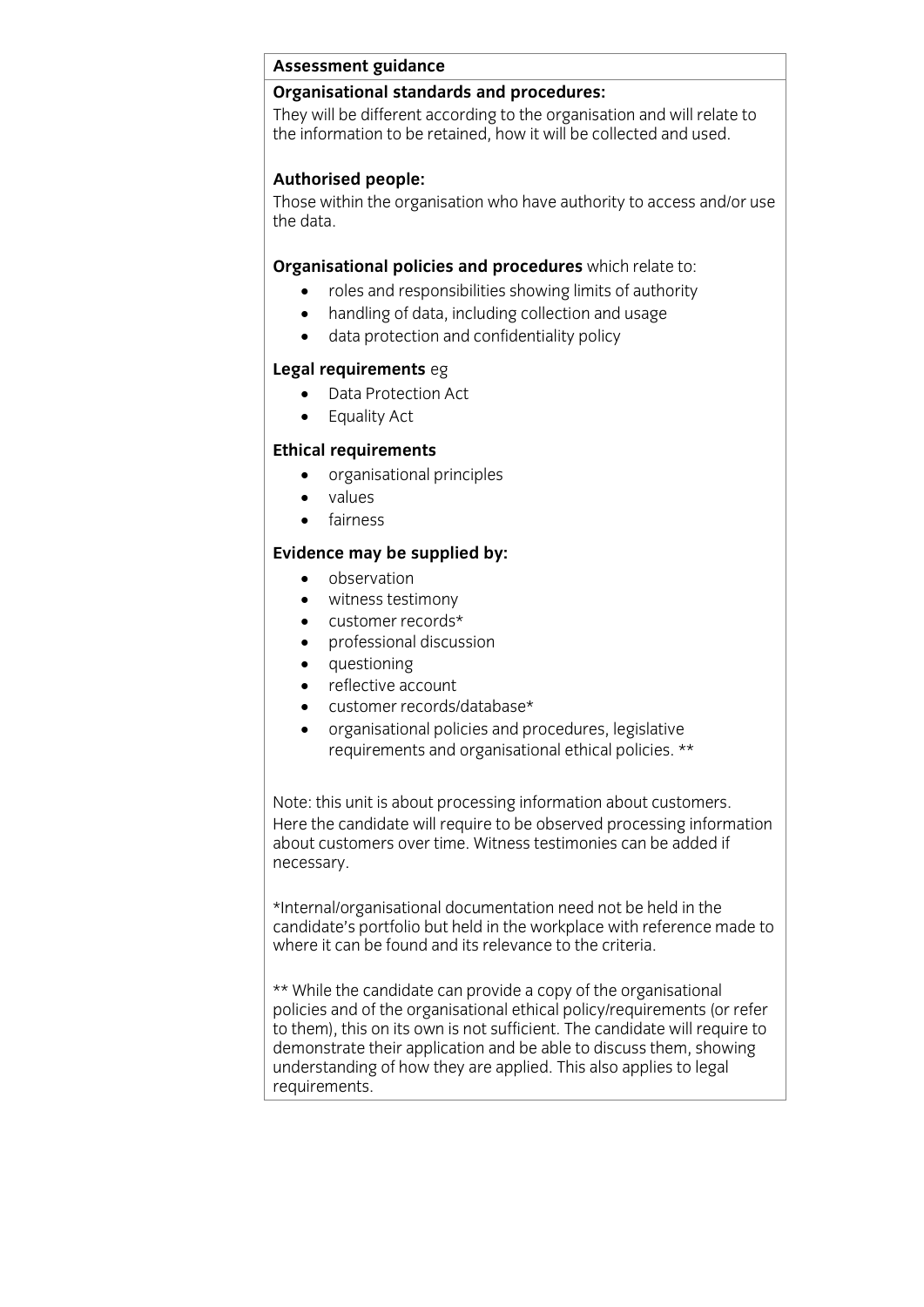## Assessment guidance

**Organisational standards and procedures:**
They will be different according to the organisation and will relate to the information to be retained, how it will be collected and used.

**Authorised people:**
Those within the organisation who have authority to access and/or use the data.

**Organisational policies and procedures** which relate to:

- roles and responsibilities showing limits of authority
- handling of data, including collection and usage
- data protection and confidentiality policy

**Legal requirements** eg

- Data Protection Act
- Equality Act

**Ethical requirements**

- organisational principles
- values
- fairness

**Evidence may be supplied by:**

- observation
- witness testimony
- customer records*
- professional discussion
- questioning
- reflective account
- customer records/database*
- organisational policies and procedures, legislative requirements and organisational ethical policies. **

Note: this unit is about processing information about customers. Here the candidate will require to be observed processing information about customers over time. Witness testimonies can be added if necessary.

*Internal/organisational documentation need not be held in the candidate's portfolio but held in the workplace with reference made to where it can be found and its relevance to the criteria.

** While the candidate can provide a copy of the organisational policies and of the organisational ethical policy/requirements (or refer to them), this on its own is not sufficient. The candidate will require to demonstrate their application and be able to discuss them, showing understanding of how they are applied. This also applies to legal requirements.